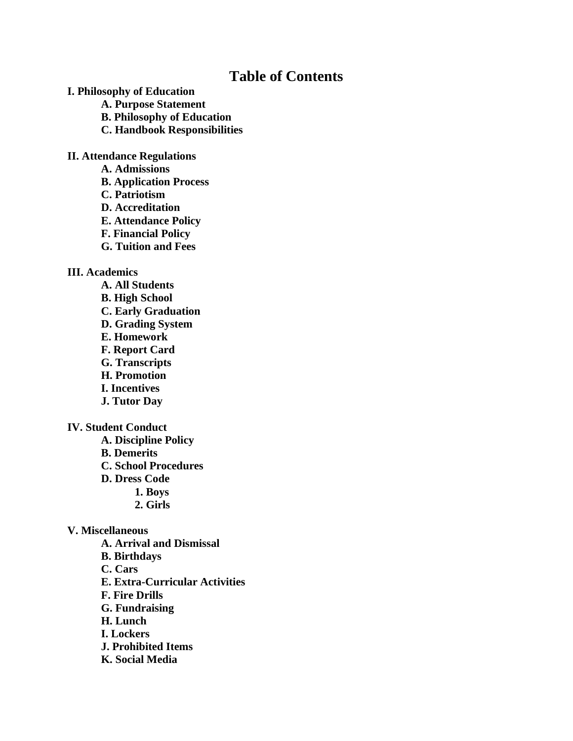# Table of Contents

**I. Philosophy of Education**

- **A. Purpose Statement**
- **B. Philosophy of Education**
- **C. Handbook Responsibilities**

**II. Attendance Regulations**

- **A. Admissions**
- **B. Application Process**
- **C. Patriotism**
- **D. Accreditation**
- **E. Attendance Policy**
- **F. Financial Policy**
- **G. Tuition and Fees**

**III. Academics**

- **A. All Students**
- **B. High School**
- **C. Early Graduation**
- **D. Grading System**
- **E. Homework**
- **F. Report Card**
- **G. Transcripts**
- **H. Promotion**
- **I. Incentives**
- **J. Tutor Day**

**IV. Student Conduct**

- **A. Discipline Policy**
- **B. Demerits**
- **C. School Procedures**
- **D. Dress Code**
  - **1. Boys**
  - **2. Girls**

**V. Miscellaneous**

- **A. Arrival and Dismissal**
- **B. Birthdays**
- **C. Cars**
- **E. Extra-Curricular Activities**
- **F. Fire Drills**
- **G. Fundraising**
- **H. Lunch**
- **I. Lockers**
- **J. Prohibited Items**
- **K. Social Media**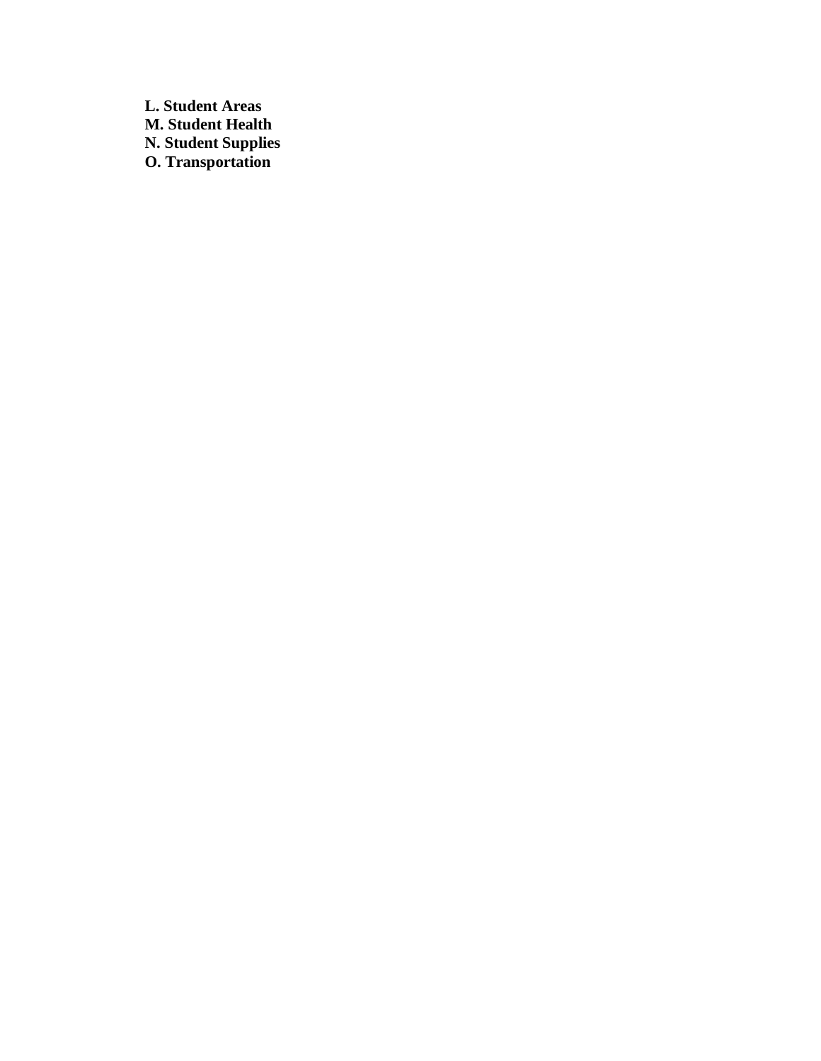**L. Student Areas**
**M. Student Health**
**N. Student Supplies**
**O. Transportation**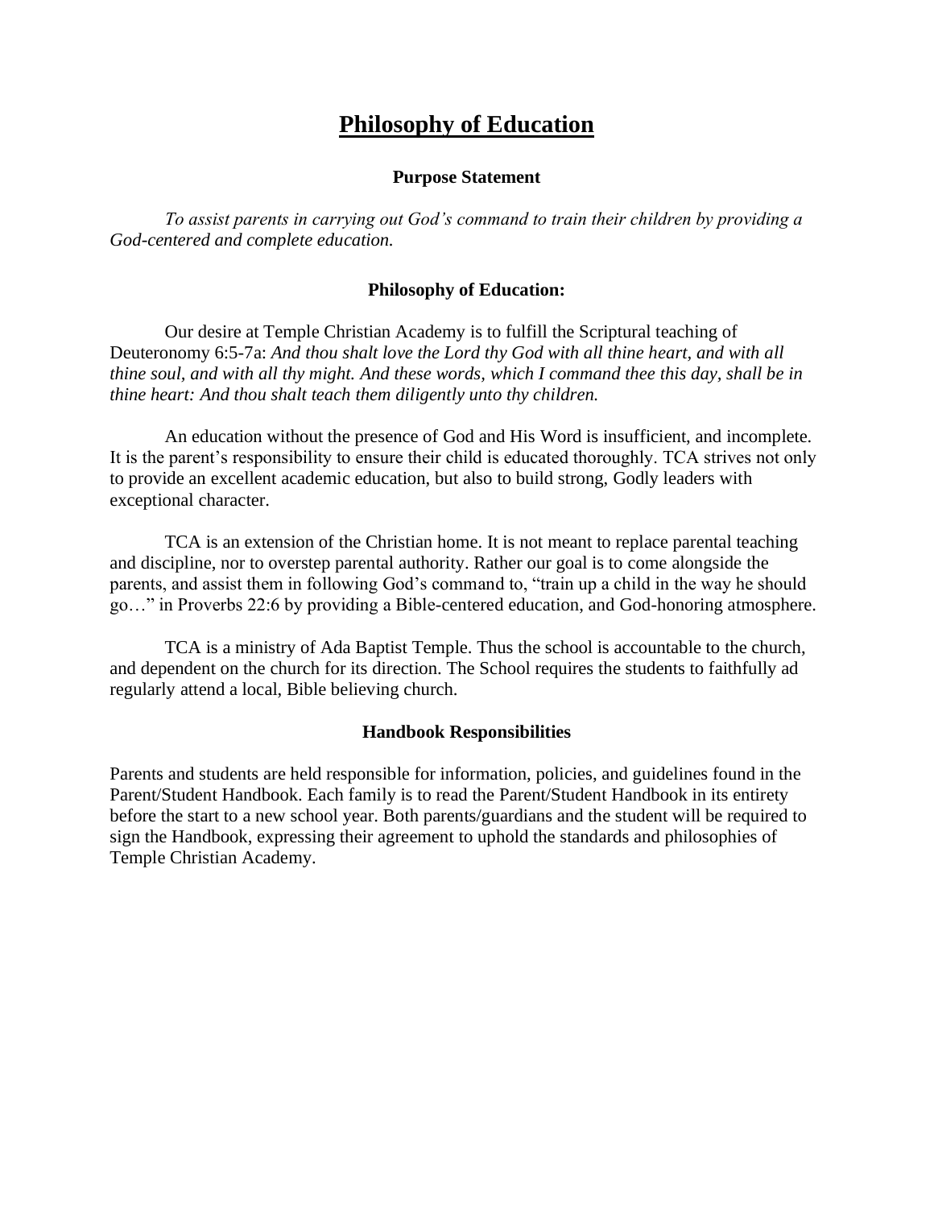# Philosophy of Education

### Purpose Statement

*To assist parents in carrying out God's command to train their children by providing a God-centered and complete education.*

### Philosophy of Education:

Our desire at Temple Christian Academy is to fulfill the Scriptural teaching of Deuteronomy 6:5-7a: *And thou shalt love the Lord thy God with all thine heart, and with all thine soul, and with all thy might. And these words, which I command thee this day, shall be in thine heart: And thou shalt teach them diligently unto thy children.*

An education without the presence of God and His Word is insufficient, and incomplete. It is the parent's responsibility to ensure their child is educated thoroughly. TCA strives not only to provide an excellent academic education, but also to build strong, Godly leaders with exceptional character.

TCA is an extension of the Christian home. It is not meant to replace parental teaching and discipline, nor to overstep parental authority. Rather our goal is to come alongside the parents, and assist them in following God's command to, "train up a child in the way he should go…" in Proverbs 22:6 by providing a Bible-centered education, and God-honoring atmosphere.

TCA is a ministry of Ada Baptist Temple. Thus the school is accountable to the church, and dependent on the church for its direction. The School requires the students to faithfully ad regularly attend a local, Bible believing church.

### Handbook Responsibilities

Parents and students are held responsible for information, policies, and guidelines found in the Parent/Student Handbook. Each family is to read the Parent/Student Handbook in its entirety before the start to a new school year. Both parents/guardians and the student will be required to sign the Handbook, expressing their agreement to uphold the standards and philosophies of Temple Christian Academy.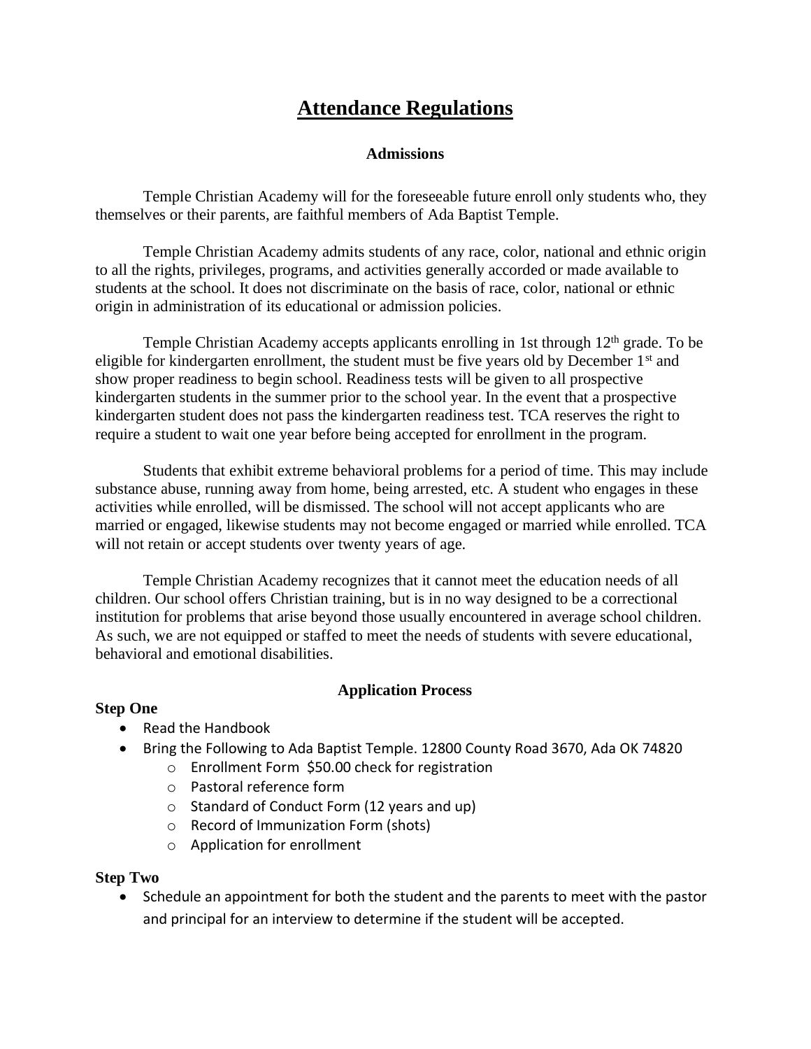# Attendance Regulations

## Admissions

Temple Christian Academy will for the foreseeable future enroll only students who, they themselves or their parents, are faithful members of Ada Baptist Temple.

Temple Christian Academy admits students of any race, color, national and ethnic origin to all the rights, privileges, programs, and activities generally accorded or made available to students at the school. It does not discriminate on the basis of race, color, national or ethnic origin in administration of its educational or admission policies.

Temple Christian Academy accepts applicants enrolling in 1st through 12th grade. To be eligible for kindergarten enrollment, the student must be five years old by December 1st and show proper readiness to begin school. Readiness tests will be given to all prospective kindergarten students in the summer prior to the school year. In the event that a prospective kindergarten student does not pass the kindergarten readiness test. TCA reserves the right to require a student to wait one year before being accepted for enrollment in the program.

Students that exhibit extreme behavioral problems for a period of time. This may include substance abuse, running away from home, being arrested, etc. A student who engages in these activities while enrolled, will be dismissed. The school will not accept applicants who are married or engaged, likewise students may not become engaged or married while enrolled. TCA will not retain or accept students over twenty years of age.

Temple Christian Academy recognizes that it cannot meet the education needs of all children. Our school offers Christian training, but is in no way designed to be a correctional institution for problems that arise beyond those usually encountered in average school children. As such, we are not equipped or staffed to meet the needs of students with severe educational, behavioral and emotional disabilities.

## Application Process

**Step One**

- Read the Handbook
- Bring the Following to Ada Baptist Temple. 12800 County Road 3670, Ada OK 74820
  - Enrollment Form $50.00 check for registration
  - Pastoral reference form
  - Standard of Conduct Form (12 years and up)
  - Record of Immunization Form (shots)
  - Application for enrollment

**Step Two**

- Schedule an appointment for both the student and the parents to meet with the pastor and principal for an interview to determine if the student will be accepted.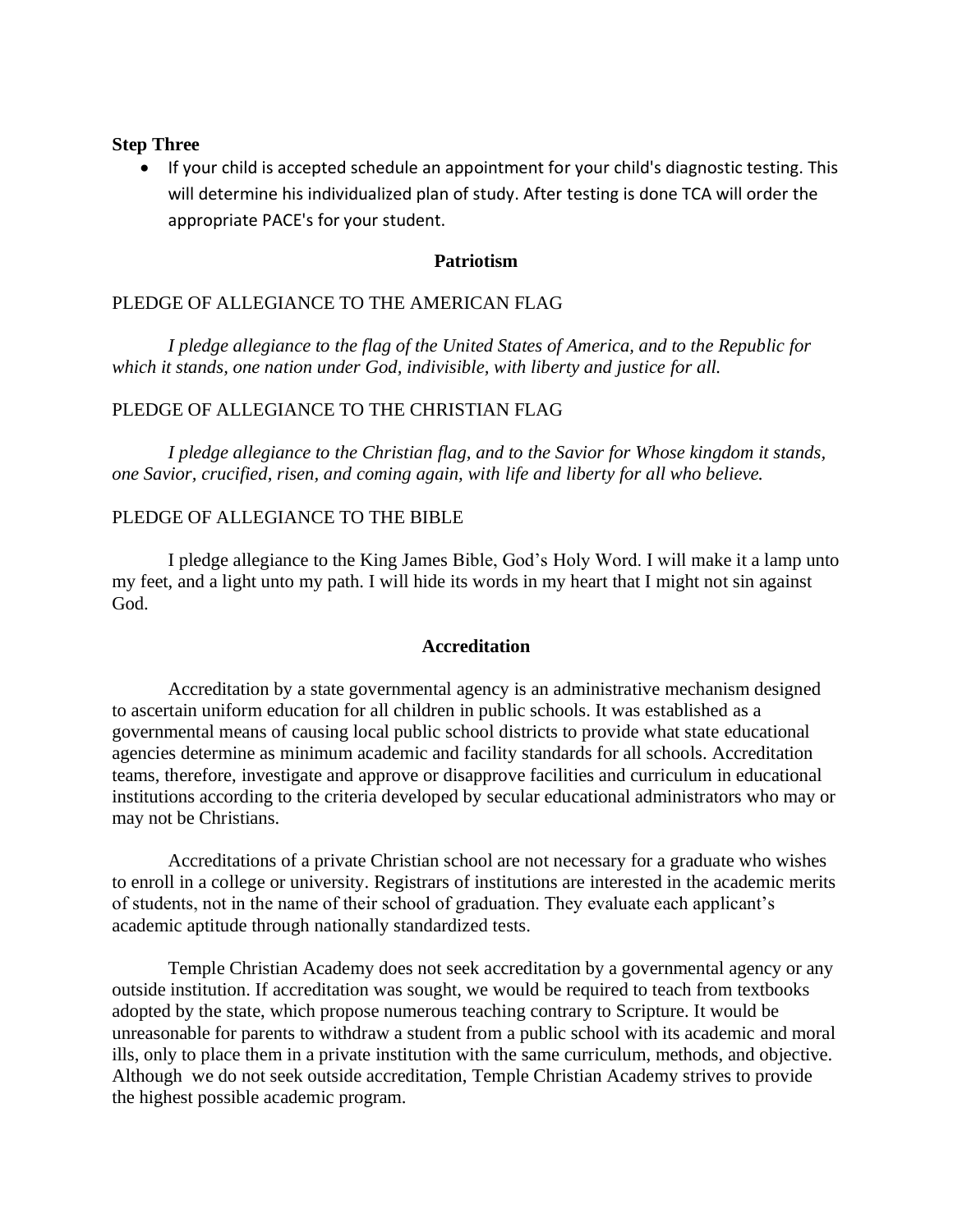**Step Three**

- If your child is accepted schedule an appointment for your child's diagnostic testing. This will determine his individualized plan of study. After testing is done TCA will order the appropriate PACE's for your student.

## Patriotism

PLEDGE OF ALLEGIANCE TO THE AMERICAN FLAG

*I pledge allegiance to the flag of the United States of America, and to the Republic for which it stands, one nation under God, indivisible, with liberty and justice for all.*

PLEDGE OF ALLEGIANCE TO THE CHRISTIAN FLAG

*I pledge allegiance to the Christian flag, and to the Savior for Whose kingdom it stands, one Savior, crucified, risen, and coming again, with life and liberty for all who believe.*

PLEDGE OF ALLEGIANCE TO THE BIBLE

I pledge allegiance to the King James Bible, God's Holy Word. I will make it a lamp unto my feet, and a light unto my path. I will hide its words in my heart that I might not sin against God.

## Accreditation

Accreditation by a state governmental agency is an administrative mechanism designed to ascertain uniform education for all children in public schools. It was established as a governmental means of causing local public school districts to provide what state educational agencies determine as minimum academic and facility standards for all schools. Accreditation teams, therefore, investigate and approve or disapprove facilities and curriculum in educational institutions according to the criteria developed by secular educational administrators who may or may not be Christians.

Accreditations of a private Christian school are not necessary for a graduate who wishes to enroll in a college or university. Registrars of institutions are interested in the academic merits of students, not in the name of their school of graduation. They evaluate each applicant's academic aptitude through nationally standardized tests.

Temple Christian Academy does not seek accreditation by a governmental agency or any outside institution. If accreditation was sought, we would be required to teach from textbooks adopted by the state, which propose numerous teaching contrary to Scripture. It would be unreasonable for parents to withdraw a student from a public school with its academic and moral ills, only to place them in a private institution with the same curriculum, methods, and objective. Although we do not seek outside accreditation, Temple Christian Academy strives to provide the highest possible academic program.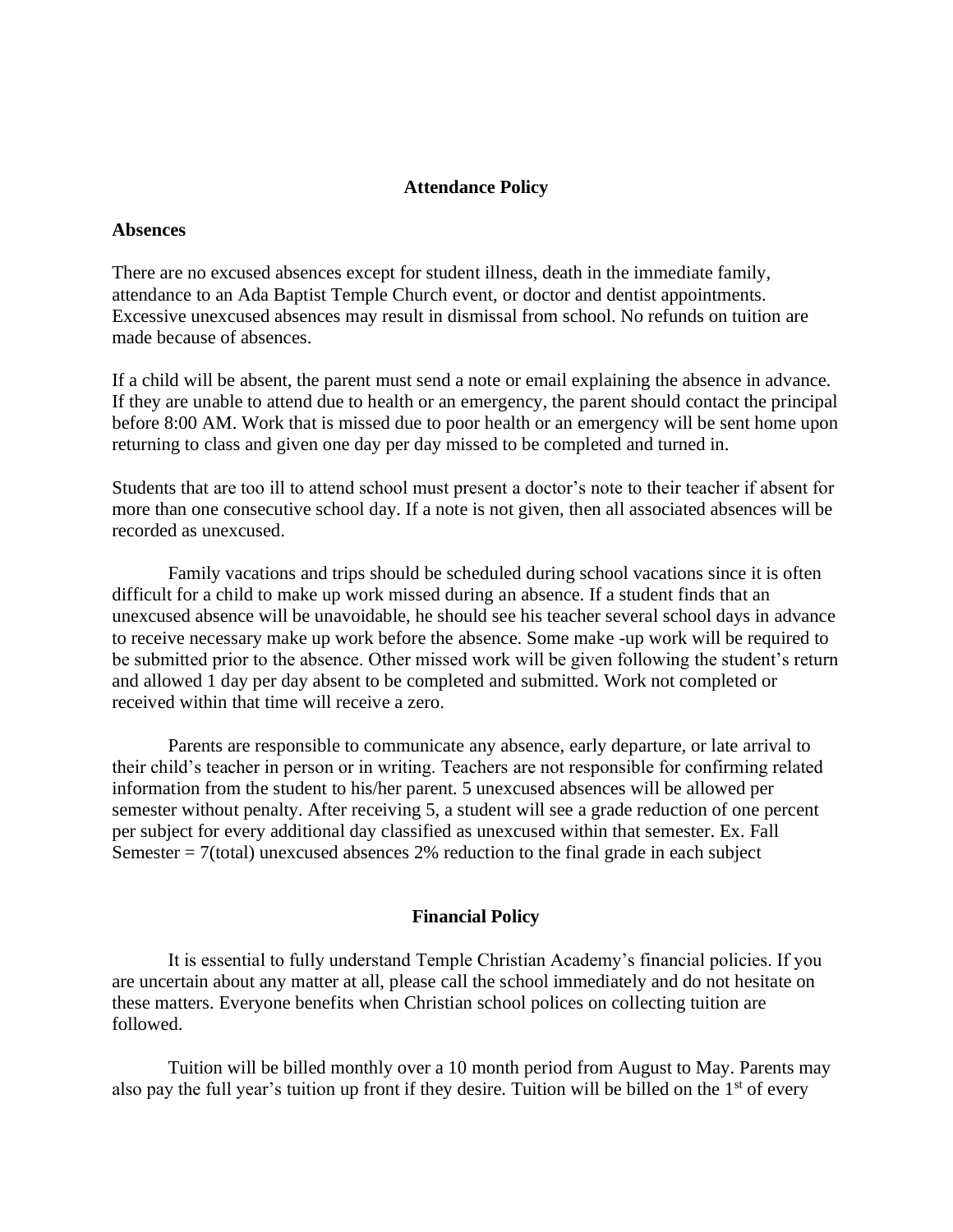## Attendance Policy

### Absences

There are no excused absences except for student illness, death in the immediate family, attendance to an Ada Baptist Temple Church event, or doctor and dentist appointments. Excessive unexcused absences may result in dismissal from school. No refunds on tuition are made because of absences.

If a child will be absent, the parent must send a note or email explaining the absence in advance. If they are unable to attend due to health or an emergency, the parent should contact the principal before 8:00 AM. Work that is missed due to poor health or an emergency will be sent home upon returning to class and given one day per day missed to be completed and turned in.

Students that are too ill to attend school must present a doctor's note to their teacher if absent for more than one consecutive school day. If a note is not given, then all associated absences will be recorded as unexcused.

Family vacations and trips should be scheduled during school vacations since it is often difficult for a child to make up work missed during an absence. If a student finds that an unexcused absence will be unavoidable, he should see his teacher several school days in advance to receive necessary make up work before the absence. Some make -up work will be required to be submitted prior to the absence. Other missed work will be given following the student's return and allowed 1 day per day absent to be completed and submitted. Work not completed or received within that time will receive a zero.

Parents are responsible to communicate any absence, early departure, or late arrival to their child's teacher in person or in writing. Teachers are not responsible for confirming related information from the student to his/her parent. 5 unexcused absences will be allowed per semester without penalty. After receiving 5, a student will see a grade reduction of one percent per subject for every additional day classified as unexcused within that semester. Ex. Fall Semester = 7(total) unexcused absences 2% reduction to the final grade in each subject

## Financial Policy

It is essential to fully understand Temple Christian Academy's financial policies. If you are uncertain about any matter at all, please call the school immediately and do not hesitate on these matters. Everyone benefits when Christian school polices on collecting tuition are followed.

Tuition will be billed monthly over a 10 month period from August to May. Parents may also pay the full year's tuition up front if they desire. Tuition will be billed on the 1st of every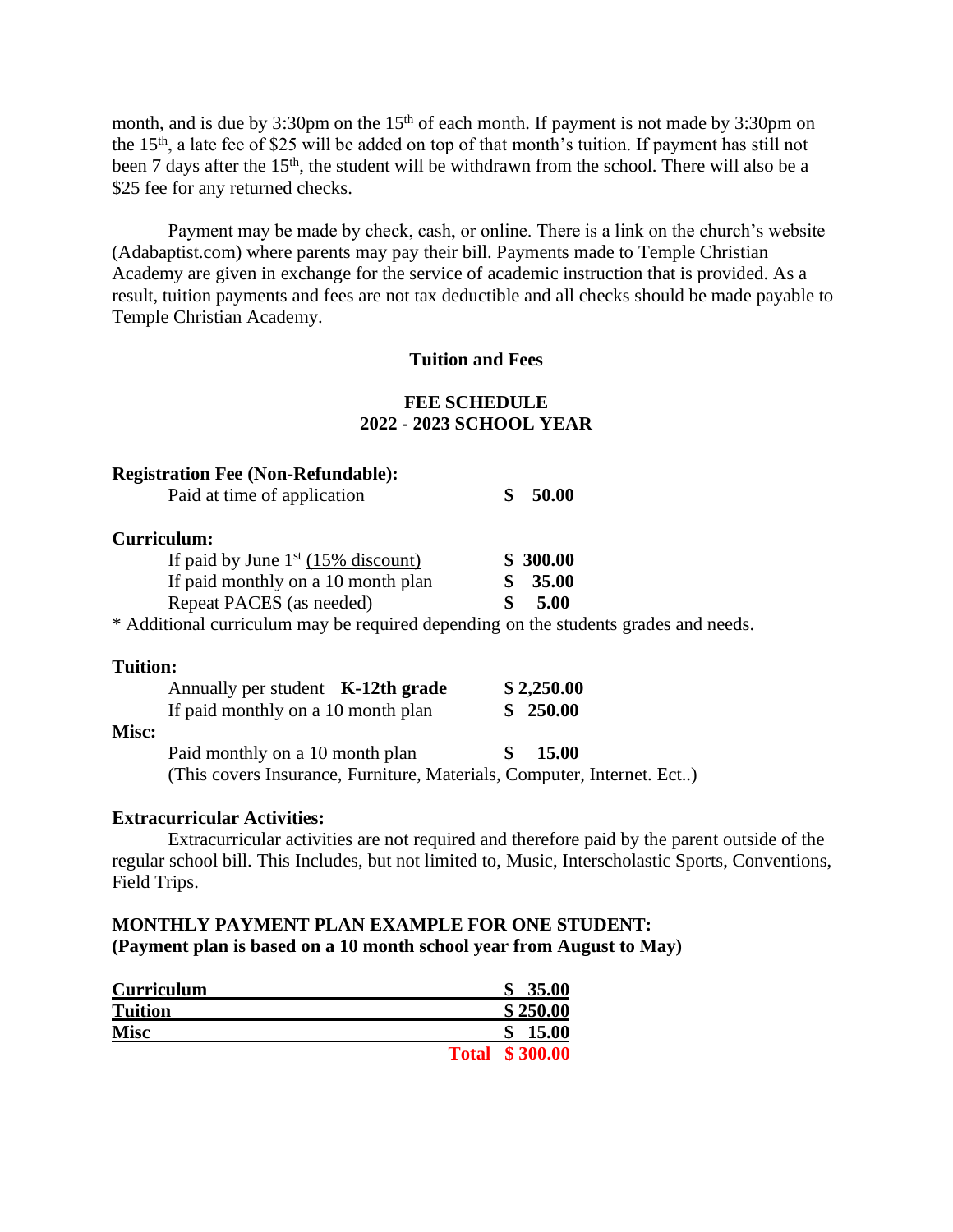month, and is due by 3:30pm on the 15th of each month. If payment is not made by 3:30pm on the 15th, a late fee of $25 will be added on top of that month's tuition. If payment has still not been 7 days after the 15th, the student will be withdrawn from the school. There will also be a $25 fee for any returned checks.

Payment may be made by check, cash, or online. There is a link on the church's website (Adabaptist.com) where parents may pay their bill. Payments made to Temple Christian Academy are given in exchange for the service of academic instruction that is provided. As a result, tuition payments and fees are not tax deductible and all checks should be made payable to Temple Christian Academy.

## Tuition and Fees

### FEE SCHEDULE
### 2022 - 2023 SCHOOL YEAR

**Registration Fee (Non-Refundable):**

| | |
|---|---|
| Paid at time of application | **$ 50.00** |

**Curriculum:**

| | |
|---|---|
| If paid by June 1st (15% discount) | **$ 300.00** |
| If paid monthly on a 10 month plan | **$ 35.00** |
| Repeat PACES (as needed) | **$ 5.00** |

\* Additional curriculum may be required depending on the students grades and needs.

**Tuition:**

| | |
|---|---|
| Annually per student **K-12th grade** | **$ 2,250.00** |
| If paid monthly on a 10 month plan | **$ 250.00** |

**Misc:**

| | |
|---|---|
| Paid monthly on a 10 month plan | **$ 15.00** |

(This covers Insurance, Furniture, Materials, Computer, Internet. Ect..)

**Extracurricular Activities:**

Extracurricular activities are not required and therefore paid by the parent outside of the regular school bill. This Includes, but not limited to, Music, Interscholastic Sports, Conventions, Field Trips.

**MONTHLY PAYMENT PLAN EXAMPLE FOR ONE STUDENT:**
**(Payment plan is based on a 10 month school year from August to May)**

| | |
|---|---|
| **Curriculum** | **$ 35.00** |
| **Tuition** | **$ 250.00** |
| **Misc** | **$ 15.00** |
| **Total** | **$ 300.00** |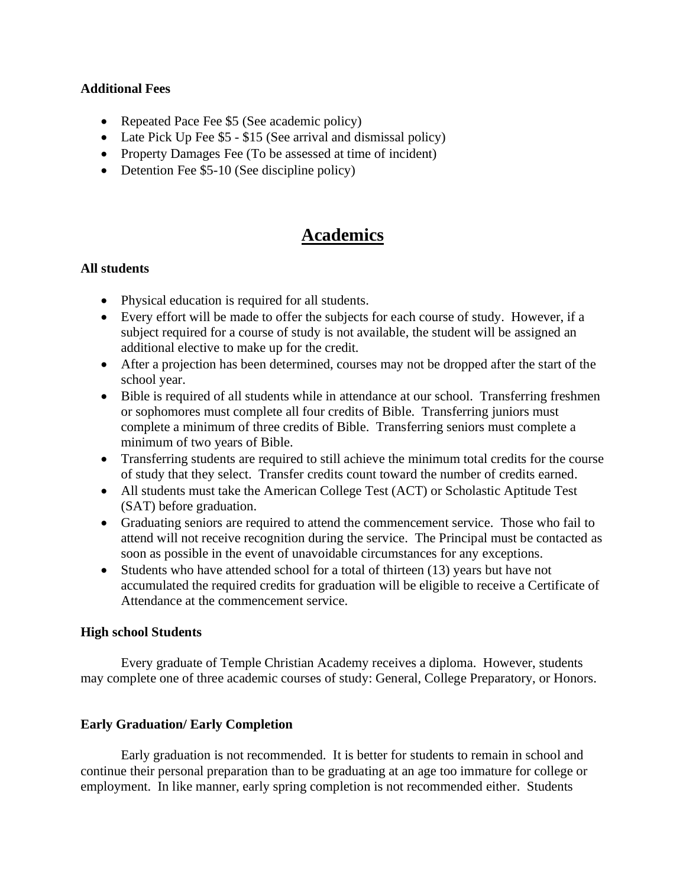**Additional Fees**

- Repeated Pace Fee $5 (See academic policy)
- Late Pick Up Fee $5 - $15 (See arrival and dismissal policy)
- Property Damages Fee (To be assessed at time of incident)
- Detention Fee $5-10 (See discipline policy)

# Academics

**All students**

- Physical education is required for all students.
- Every effort will be made to offer the subjects for each course of study. However, if a subject required for a course of study is not available, the student will be assigned an additional elective to make up for the credit.
- After a projection has been determined, courses may not be dropped after the start of the school year.
- Bible is required of all students while in attendance at our school. Transferring freshmen or sophomores must complete all four credits of Bible. Transferring juniors must complete a minimum of three credits of Bible. Transferring seniors must complete a minimum of two years of Bible.
- Transferring students are required to still achieve the minimum total credits for the course of study that they select. Transfer credits count toward the number of credits earned.
- All students must take the American College Test (ACT) or Scholastic Aptitude Test (SAT) before graduation.
- Graduating seniors are required to attend the commencement service. Those who fail to attend will not receive recognition during the service. The Principal must be contacted as soon as possible in the event of unavoidable circumstances for any exceptions.
- Students who have attended school for a total of thirteen (13) years but have not accumulated the required credits for graduation will be eligible to receive a Certificate of Attendance at the commencement service.

**High school Students**

Every graduate of Temple Christian Academy receives a diploma. However, students may complete one of three academic courses of study: General, College Preparatory, or Honors.

**Early Graduation/ Early Completion**

Early graduation is not recommended. It is better for students to remain in school and continue their personal preparation than to be graduating at an age too immature for college or employment. In like manner, early spring completion is not recommended either. Students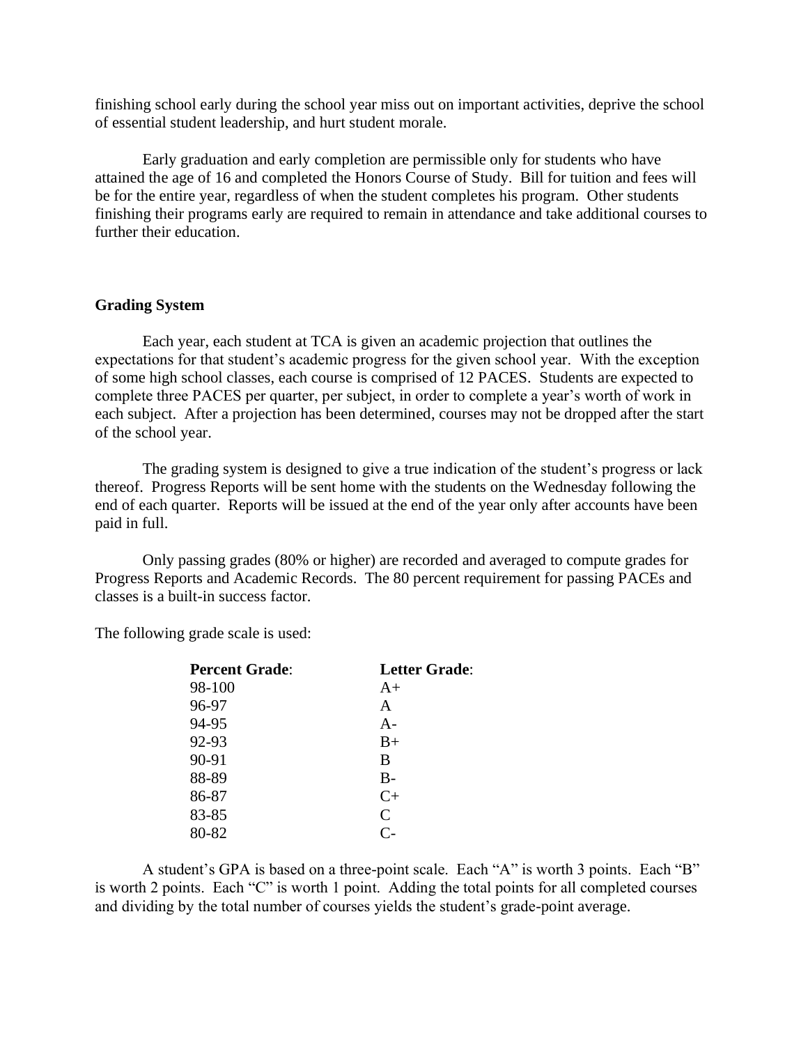finishing school early during the school year miss out on important activities, deprive the school of essential student leadership, and hurt student morale.

Early graduation and early completion are permissible only for students who have attained the age of 16 and completed the Honors Course of Study. Bill for tuition and fees will be for the entire year, regardless of when the student completes his program. Other students finishing their programs early are required to remain in attendance and take additional courses to further their education.

## Grading System

Each year, each student at TCA is given an academic projection that outlines the expectations for that student's academic progress for the given school year. With the exception of some high school classes, each course is comprised of 12 PACES. Students are expected to complete three PACES per quarter, per subject, in order to complete a year's worth of work in each subject. After a projection has been determined, courses may not be dropped after the start of the school year.

The grading system is designed to give a true indication of the student's progress or lack thereof. Progress Reports will be sent home with the students on the Wednesday following the end of each quarter. Reports will be issued at the end of the year only after accounts have been paid in full.

Only passing grades (80% or higher) are recorded and averaged to compute grades for Progress Reports and Academic Records. The 80 percent requirement for passing PACEs and classes is a built-in success factor.

The following grade scale is used:

| Percent Grade: | Letter Grade: |
|---|---|
| 98-100 | A+ |
| 96-97 | A |
| 94-95 | A- |
| 92-93 | B+ |
| 90-91 | B |
| 88-89 | B- |
| 86-87 | C+ |
| 83-85 | C |
| 80-82 | C- |

A student's GPA is based on a three-point scale. Each "A" is worth 3 points. Each "B" is worth 2 points. Each "C" is worth 1 point. Adding the total points for all completed courses and dividing by the total number of courses yields the student's grade-point average.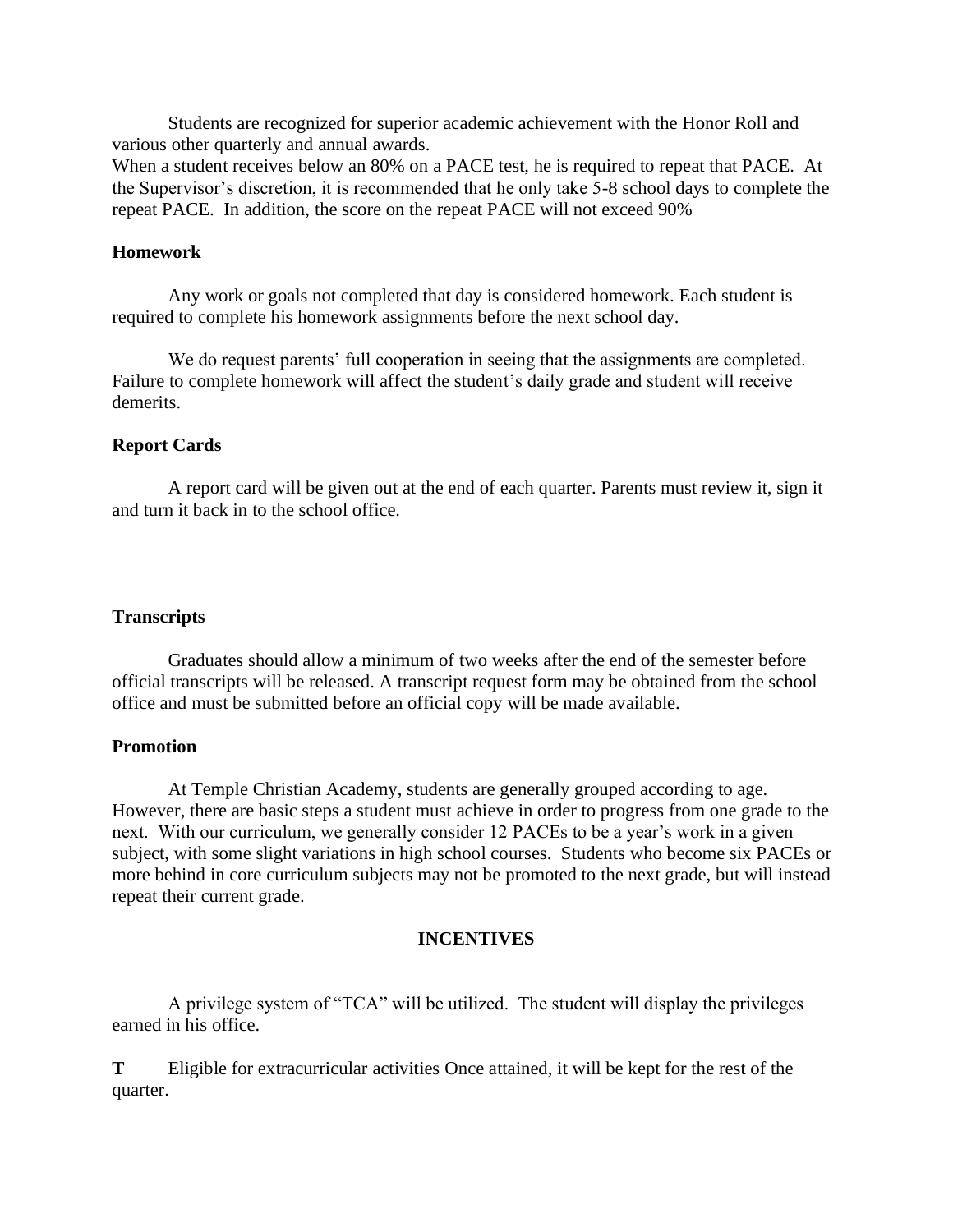Students are recognized for superior academic achievement with the Honor Roll and various other quarterly and annual awards.

When a student receives below an 80% on a PACE test, he is required to repeat that PACE. At the Supervisor's discretion, it is recommended that he only take 5-8 school days to complete the repeat PACE. In addition, the score on the repeat PACE will not exceed 90%

**Homework**

Any work or goals not completed that day is considered homework. Each student is required to complete his homework assignments before the next school day.

We do request parents' full cooperation in seeing that the assignments are completed. Failure to complete homework will affect the student's daily grade and student will receive demerits.

**Report Cards**

A report card will be given out at the end of each quarter. Parents must review it, sign it and turn it back in to the school office.

**Transcripts**

Graduates should allow a minimum of two weeks after the end of the semester before official transcripts will be released. A transcript request form may be obtained from the school office and must be submitted before an official copy will be made available.

**Promotion**

At Temple Christian Academy, students are generally grouped according to age. However, there are basic steps a student must achieve in order to progress from one grade to the next. With our curriculum, we generally consider 12 PACEs to be a year's work in a given subject, with some slight variations in high school courses. Students who become six PACEs or more behind in core curriculum subjects may not be promoted to the next grade, but will instead repeat their current grade.

## INCENTIVES

A privilege system of "TCA" will be utilized. The student will display the privileges earned in his office.

**T** Eligible for extracurricular activities Once attained, it will be kept for the rest of the quarter.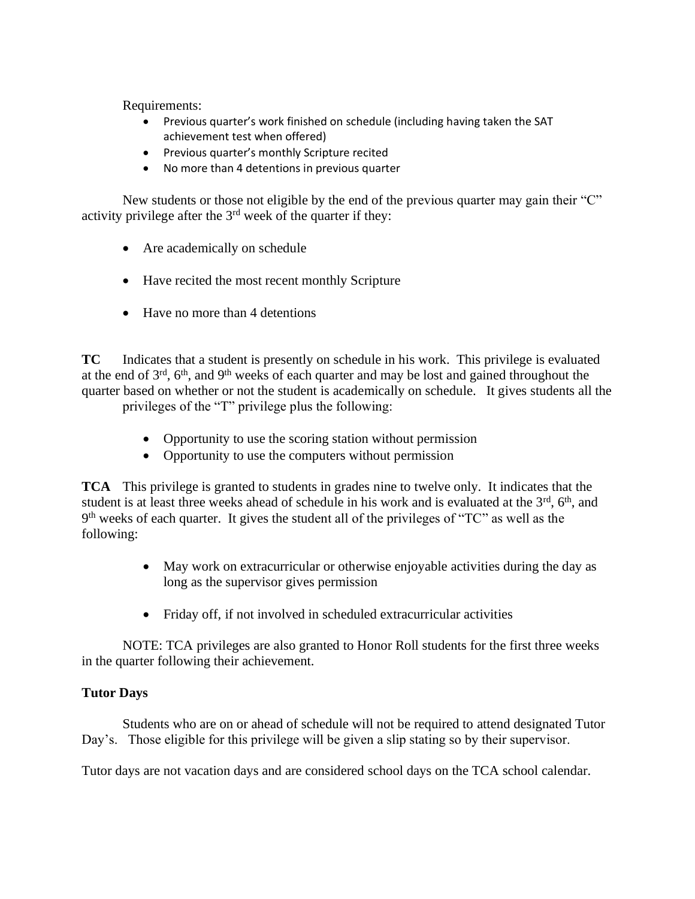Requirements:

- Previous quarter's work finished on schedule (including having taken the SAT achievement test when offered)
- Previous quarter's monthly Scripture recited
- No more than 4 detentions in previous quarter

New students or those not eligible by the end of the previous quarter may gain their "C" activity privilege after the 3rd week of the quarter if they:

- Are academically on schedule
- Have recited the most recent monthly Scripture
- Have no more than 4 detentions

**TC** Indicates that a student is presently on schedule in his work. This privilege is evaluated at the end of 3rd, 6th, and 9th weeks of each quarter and may be lost and gained throughout the quarter based on whether or not the student is academically on schedule. It gives students all the privileges of the "T" privilege plus the following:

- Opportunity to use the scoring station without permission
- Opportunity to use the computers without permission

**TCA** This privilege is granted to students in grades nine to twelve only. It indicates that the student is at least three weeks ahead of schedule in his work and is evaluated at the 3rd, 6th, and 9th weeks of each quarter. It gives the student all of the privileges of "TC" as well as the following:

- May work on extracurricular or otherwise enjoyable activities during the day as long as the supervisor gives permission
- Friday off, if not involved in scheduled extracurricular activities

NOTE: TCA privileges are also granted to Honor Roll students for the first three weeks in the quarter following their achievement.

**Tutor Days**

Students who are on or ahead of schedule will not be required to attend designated Tutor Day's. Those eligible for this privilege will be given a slip stating so by their supervisor.

Tutor days are not vacation days and are considered school days on the TCA school calendar.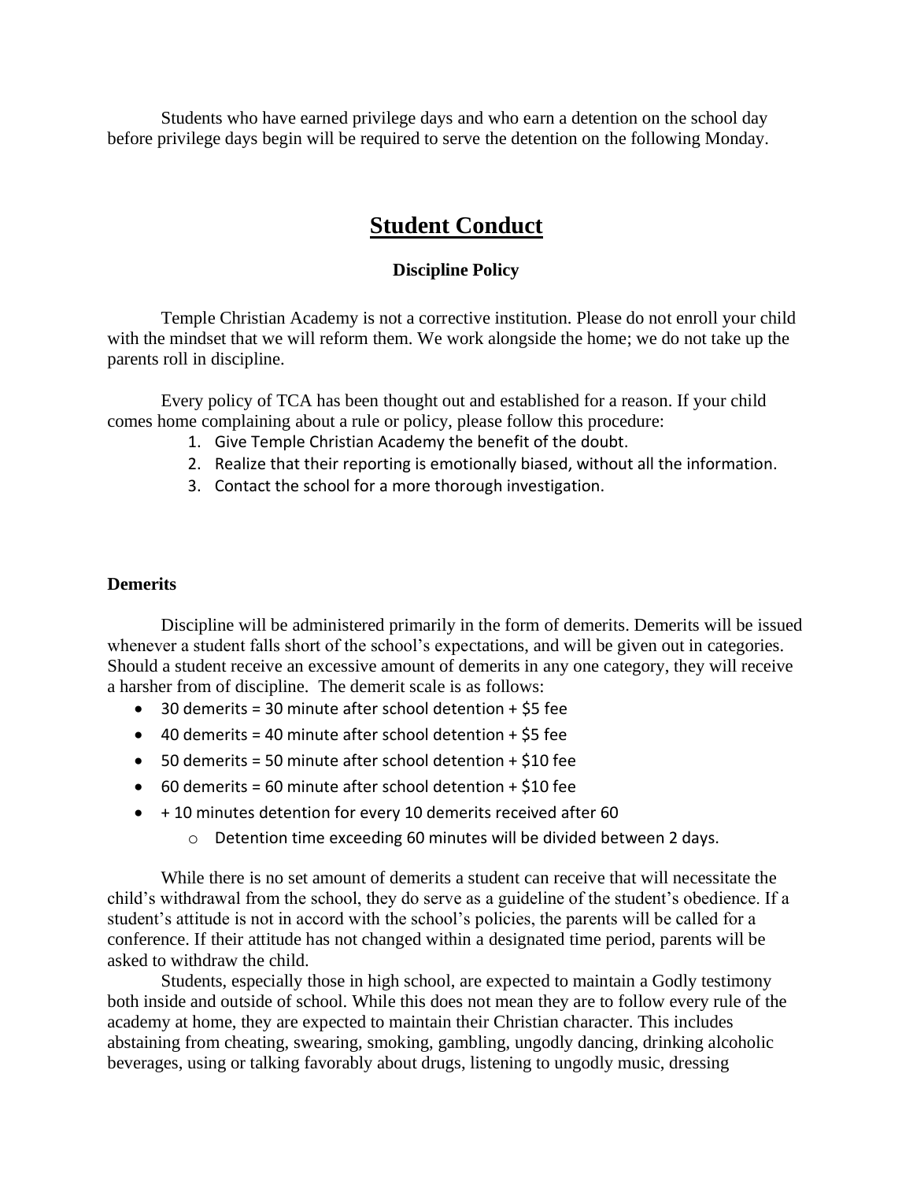Students who have earned privilege days and who earn a detention on the school day before privilege days begin will be required to serve the detention on the following Monday.

# Student Conduct

### Discipline Policy

Temple Christian Academy is not a corrective institution. Please do not enroll your child with the mindset that we will reform them. We work alongside the home; we do not take up the parents roll in discipline.

Every policy of TCA has been thought out and established for a reason. If your child comes home complaining about a rule or policy, please follow this procedure:

1. Give Temple Christian Academy the benefit of the doubt.
2. Realize that their reporting is emotionally biased, without all the information.
3. Contact the school for a more thorough investigation.

**Demerits**

Discipline will be administered primarily in the form of demerits. Demerits will be issued whenever a student falls short of the school's expectations, and will be given out in categories. Should a student receive an excessive amount of demerits in any one category, they will receive a harsher from of discipline. The demerit scale is as follows:

- 30 demerits = 30 minute after school detention + $5 fee
- 40 demerits = 40 minute after school detention + $5 fee
- 50 demerits = 50 minute after school detention + $10 fee
- 60 demerits = 60 minute after school detention + $10 fee
- + 10 minutes detention for every 10 demerits received after 60
  - Detention time exceeding 60 minutes will be divided between 2 days.

While there is no set amount of demerits a student can receive that will necessitate the child's withdrawal from the school, they do serve as a guideline of the student's obedience. If a student's attitude is not in accord with the school's policies, the parents will be called for a conference. If their attitude has not changed within a designated time period, parents will be asked to withdraw the child.

Students, especially those in high school, are expected to maintain a Godly testimony both inside and outside of school. While this does not mean they are to follow every rule of the academy at home, they are expected to maintain their Christian character. This includes abstaining from cheating, swearing, smoking, gambling, ungodly dancing, drinking alcoholic beverages, using or talking favorably about drugs, listening to ungodly music, dressing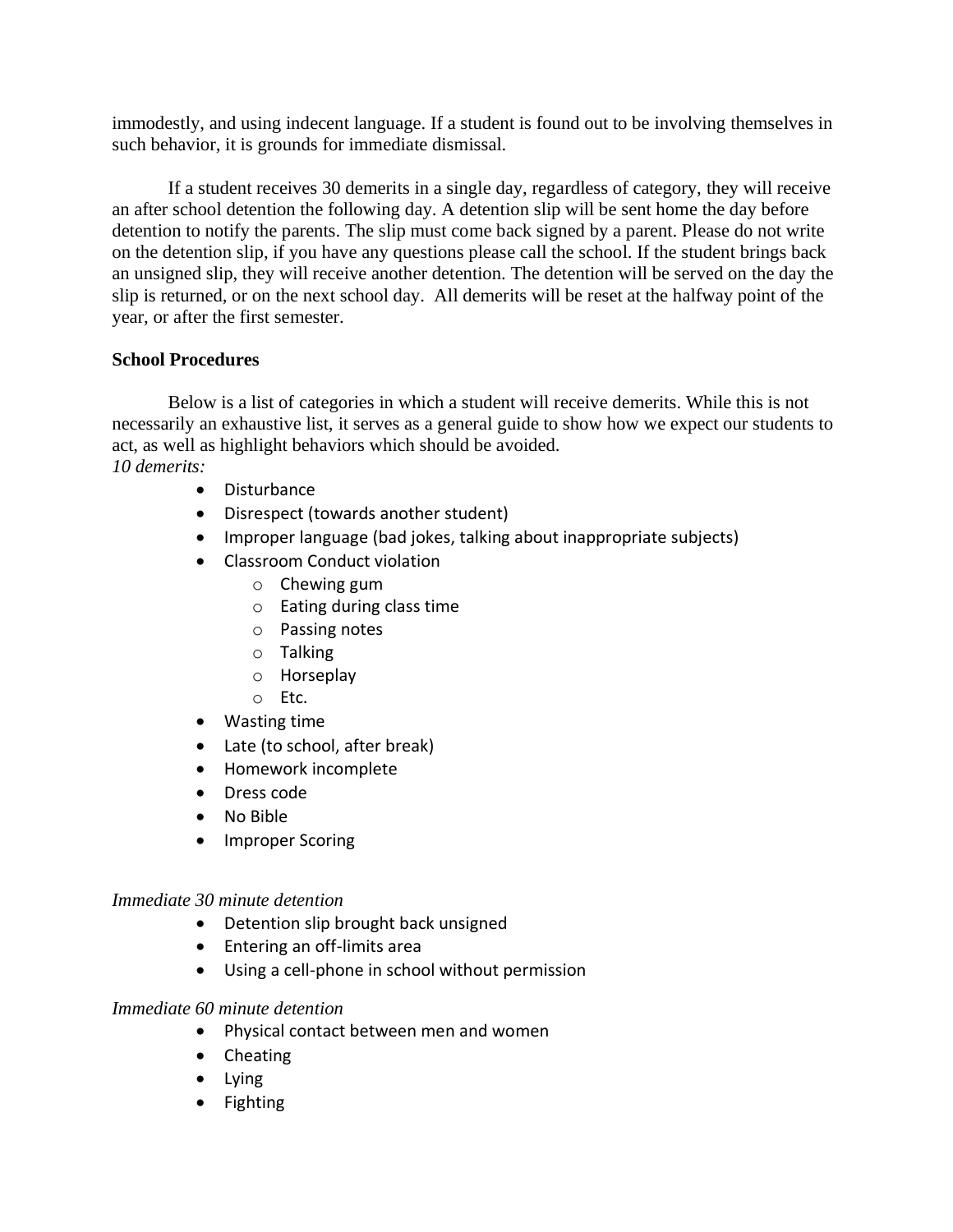immodestly, and using indecent language. If a student is found out to be involving themselves in such behavior, it is grounds for immediate dismissal.

If a student receives 30 demerits in a single day, regardless of category, they will receive an after school detention the following day. A detention slip will be sent home the day before detention to notify the parents. The slip must come back signed by a parent. Please do not write on the detention slip, if you have any questions please call the school. If the student brings back an unsigned slip, they will receive another detention. The detention will be served on the day the slip is returned, or on the next school day.  All demerits will be reset at the halfway point of the year, or after the first semester.

**School Procedures**

Below is a list of categories in which a student will receive demerits. While this is not necessarily an exhaustive list, it serves as a general guide to show how we expect our students to act, as well as highlight behaviors which should be avoided.

*10 demerits:*

- Disturbance
- Disrespect (towards another student)
- Improper language (bad jokes, talking about inappropriate subjects)
- Classroom Conduct violation
  - Chewing gum
  - Eating during class time
  - Passing notes
  - Talking
  - Horseplay
  - Etc.
- Wasting time
- Late (to school, after break)
- Homework incomplete
- Dress code
- No Bible
- Improper Scoring

*Immediate 30 minute detention*

- Detention slip brought back unsigned
- Entering an off-limits area
- Using a cell-phone in school without permission

*Immediate 60 minute detention*

- Physical contact between men and women
- Cheating
- Lying
- Fighting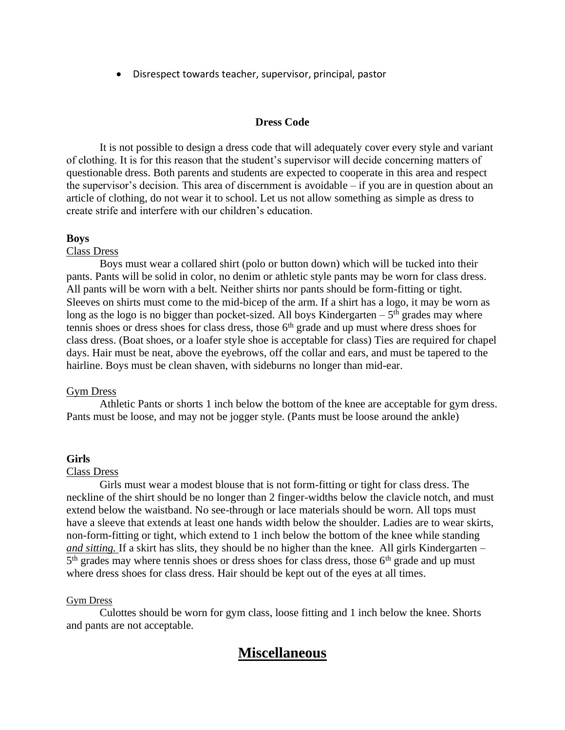- Disrespect towards teacher, supervisor, principal, pastor

### Dress Code

It is not possible to design a dress code that will adequately cover every style and variant of clothing. It is for this reason that the student's supervisor will decide concerning matters of questionable dress. Both parents and students are expected to cooperate in this area and respect the supervisor's decision. This area of discernment is avoidable – if you are in question about an article of clothing, do not wear it to school. Let us not allow something as simple as dress to create strife and interfere with our children's education.

**Boys**

Class Dress

Boys must wear a collared shirt (polo or button down) which will be tucked into their pants. Pants will be solid in color, no denim or athletic style pants may be worn for class dress. All pants will be worn with a belt. Neither shirts nor pants should be form-fitting or tight. Sleeves on shirts must come to the mid-bicep of the arm. If a shirt has a logo, it may be worn as long as the logo is no bigger than pocket-sized. All boys Kindergarten – 5th grades may where tennis shoes or dress shoes for class dress, those 6th grade and up must where dress shoes for class dress. (Boat shoes, or a loafer style shoe is acceptable for class) Ties are required for chapel days. Hair must be neat, above the eyebrows, off the collar and ears, and must be tapered to the hairline. Boys must be clean shaven, with sideburns no longer than mid-ear.

Gym Dress

Athletic Pants or shorts 1 inch below the bottom of the knee are acceptable for gym dress. Pants must be loose, and may not be jogger style. (Pants must be loose around the ankle)

**Girls**

Class Dress

Girls must wear a modest blouse that is not form-fitting or tight for class dress. The neckline of the shirt should be no longer than 2 finger-widths below the clavicle notch, and must extend below the waistband. No see-through or lace materials should be worn. All tops must have a sleeve that extends at least one hands width below the shoulder. Ladies are to wear skirts, non-form-fitting or tight, which extend to 1 inch below the bottom of the knee while standing ***and sitting.*** If a skirt has slits, they should be no higher than the knee. All girls Kindergarten – 5th grades may where tennis shoes or dress shoes for class dress, those 6th grade and up must where dress shoes for class dress. Hair should be kept out of the eyes at all times.

Gym Dress

Culottes should be worn for gym class, loose fitting and 1 inch below the knee. Shorts and pants are not acceptable.

## Miscellaneous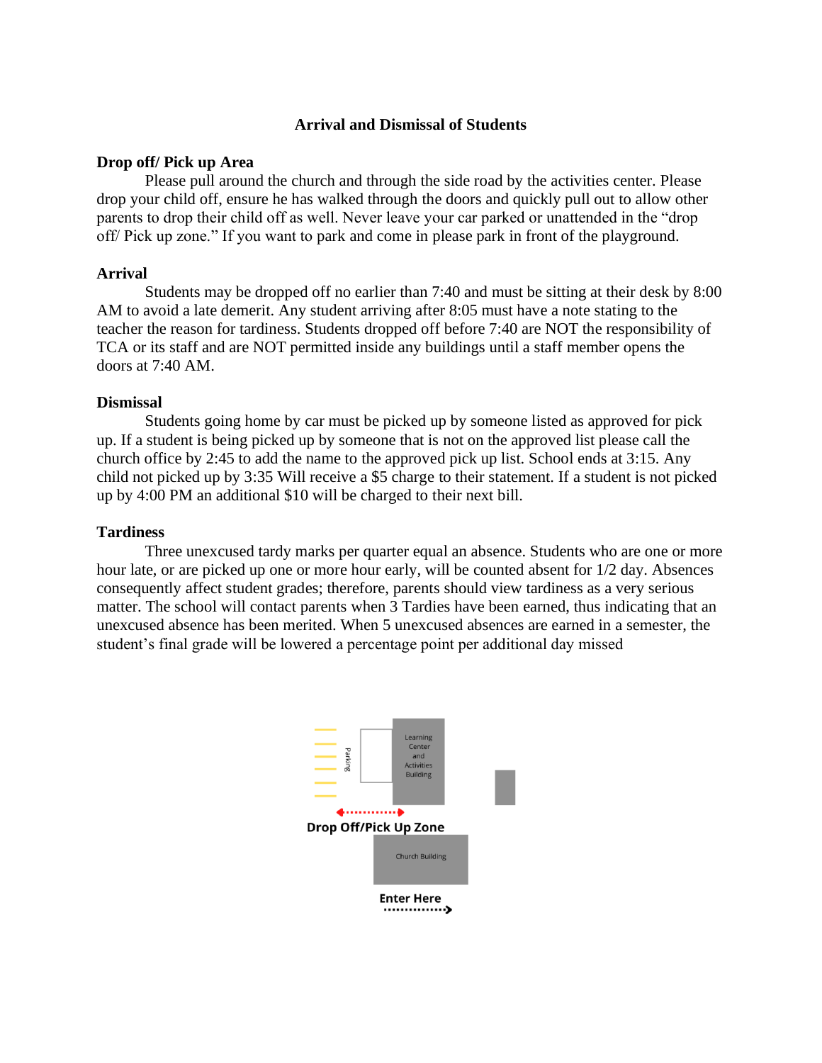# Arrival and Dismissal of Students

## Drop off/ Pick up Area

Please pull around the church and through the side road by the activities center. Please drop your child off, ensure he has walked through the doors and quickly pull out to allow other parents to drop their child off as well. Never leave your car parked or unattended in the "drop off/ Pick up zone." If you want to park and come in please park in front of the playground.

## Arrival

Students may be dropped off no earlier than 7:40 and must be sitting at their desk by 8:00 AM to avoid a late demerit. Any student arriving after 8:05 must have a note stating to the teacher the reason for tardiness. Students dropped off before 7:40 are NOT the responsibility of TCA or its staff and are NOT permitted inside any buildings until a staff member opens the doors at 7:40 AM.

## Dismissal

Students going home by car must be picked up by someone listed as approved for pick up. If a student is being picked up by someone that is not on the approved list please call the church office by 2:45 to add the name to the approved pick up list. School ends at 3:15. Any child not picked up by 3:35 Will receive a $5 charge to their statement. If a student is not picked up by 4:00 PM an additional $10 will be charged to their next bill.

## Tardiness

Three unexcused tardy marks per quarter equal an absence. Students who are one or more hour late, or are picked up one or more hour early, will be counted absent for 1/2 day. Absences consequently affect student grades; therefore, parents should view tardiness as a very serious matter. The school will contact parents when 3 Tardies have been earned, thus indicating that an unexcused absence has been merited. When 5 unexcused absences are earned in a semester, the student's final grade will be lowered a percentage point per additional day missed

Parking

Learning Center and Activities Building

Drop Off/Pick Up Zone

Church Building

Enter Here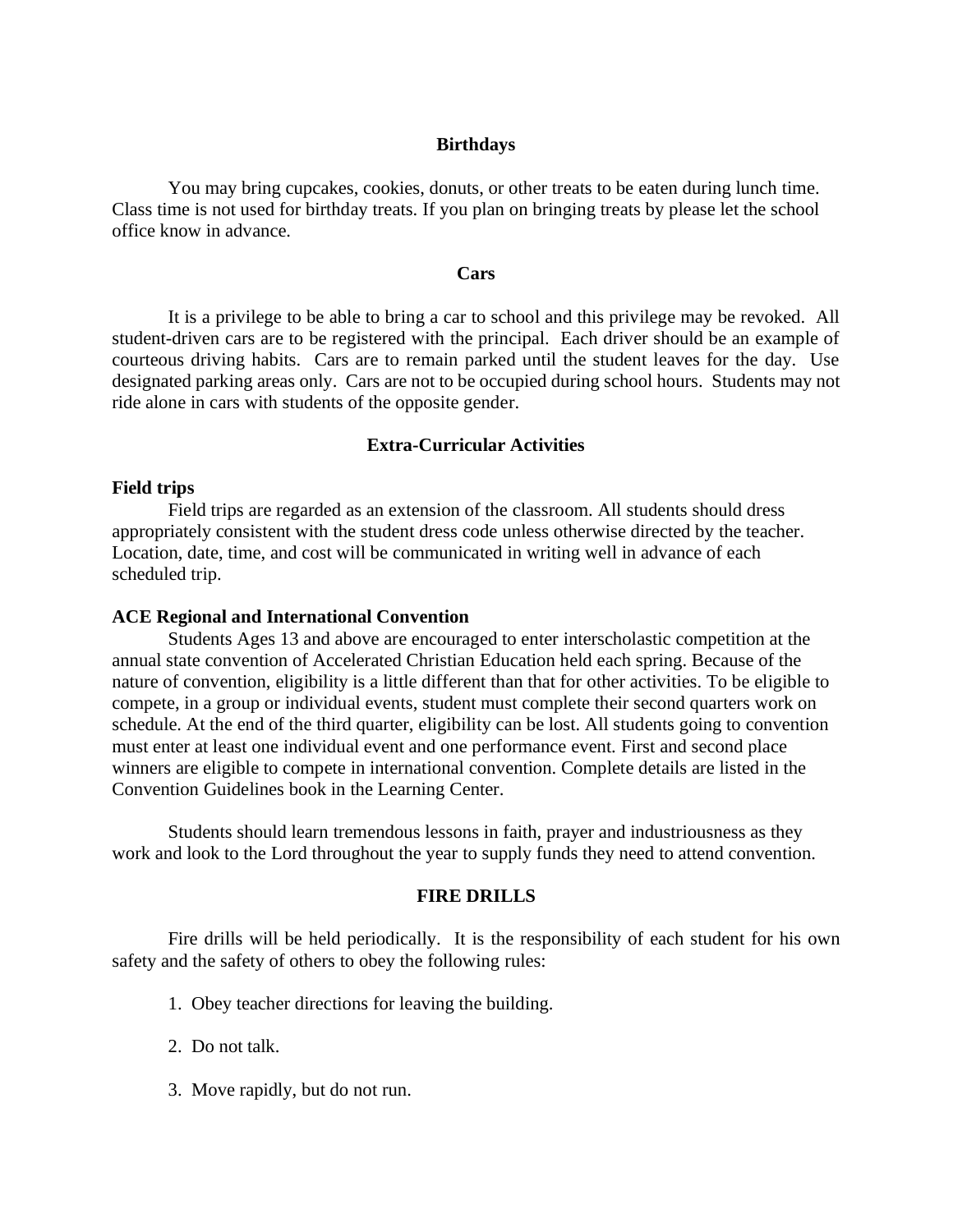## Birthdays

You may bring cupcakes, cookies, donuts, or other treats to be eaten during lunch time. Class time is not used for birthday treats. If you plan on bringing treats by please let the school office know in advance.

## Cars

It is a privilege to be able to bring a car to school and this privilege may be revoked. All student-driven cars are to be registered with the principal. Each driver should be an example of courteous driving habits. Cars are to remain parked until the student leaves for the day. Use designated parking areas only. Cars are not to be occupied during school hours. Students may not ride alone in cars with students of the opposite gender.

## Extra-Curricular Activities

### Field trips

Field trips are regarded as an extension of the classroom. All students should dress appropriately consistent with the student dress code unless otherwise directed by the teacher. Location, date, time, and cost will be communicated in writing well in advance of each scheduled trip.

### ACE Regional and International Convention

Students Ages 13 and above are encouraged to enter interscholastic competition at the annual state convention of Accelerated Christian Education held each spring. Because of the nature of convention, eligibility is a little different than that for other activities. To be eligible to compete, in a group or individual events, student must complete their second quarters work on schedule. At the end of the third quarter, eligibility can be lost. All students going to convention must enter at least one individual event and one performance event. First and second place winners are eligible to compete in international convention. Complete details are listed in the Convention Guidelines book in the Learning Center.

Students should learn tremendous lessons in faith, prayer and industriousness as they work and look to the Lord throughout the year to supply funds they need to attend convention.

## FIRE DRILLS

Fire drills will be held periodically. It is the responsibility of each student for his own safety and the safety of others to obey the following rules:

1. Obey teacher directions for leaving the building.
2. Do not talk.
3. Move rapidly, but do not run.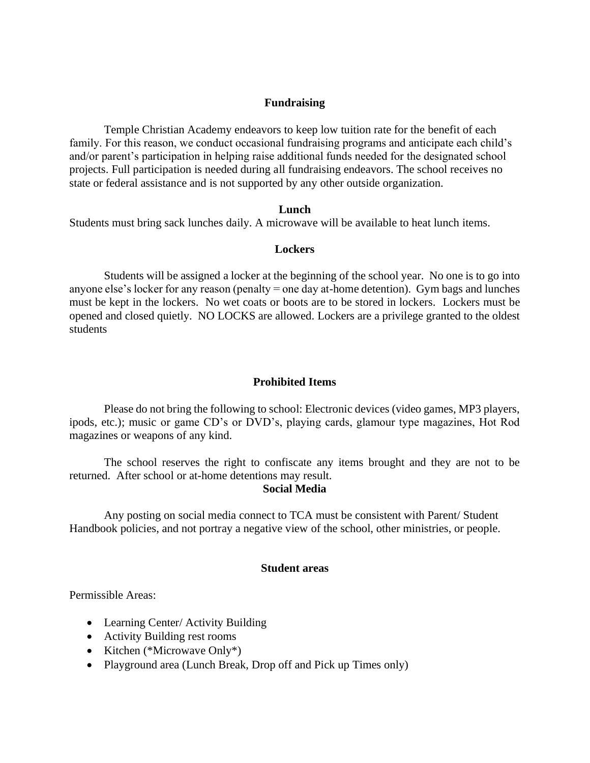## Fundraising

Temple Christian Academy endeavors to keep low tuition rate for the benefit of each family. For this reason, we conduct occasional fundraising programs and anticipate each child's and/or parent's participation in helping raise additional funds needed for the designated school projects. Full participation is needed during all fundraising endeavors. The school receives no state or federal assistance and is not supported by any other outside organization.

## Lunch

Students must bring sack lunches daily. A microwave will be available to heat lunch items.

## Lockers

Students will be assigned a locker at the beginning of the school year. No one is to go into anyone else's locker for any reason (penalty = one day at-home detention). Gym bags and lunches must be kept in the lockers. No wet coats or boots are to be stored in lockers. Lockers must be opened and closed quietly. NO LOCKS are allowed. Lockers are a privilege granted to the oldest students

## Prohibited Items

Please do not bring the following to school: Electronic devices (video games, MP3 players, ipods, etc.); music or game CD's or DVD's, playing cards, glamour type magazines, Hot Rod magazines or weapons of any kind.

The school reserves the right to confiscate any items brought and they are not to be returned. After school or at-home detentions may result.

## Social Media

Any posting on social media connect to TCA must be consistent with Parent/ Student Handbook policies, and not portray a negative view of the school, other ministries, or people.

## Student areas

Permissible Areas:

- Learning Center/ Activity Building
- Activity Building rest rooms
- Kitchen (*Microwave Only*)
- Playground area (Lunch Break, Drop off and Pick up Times only)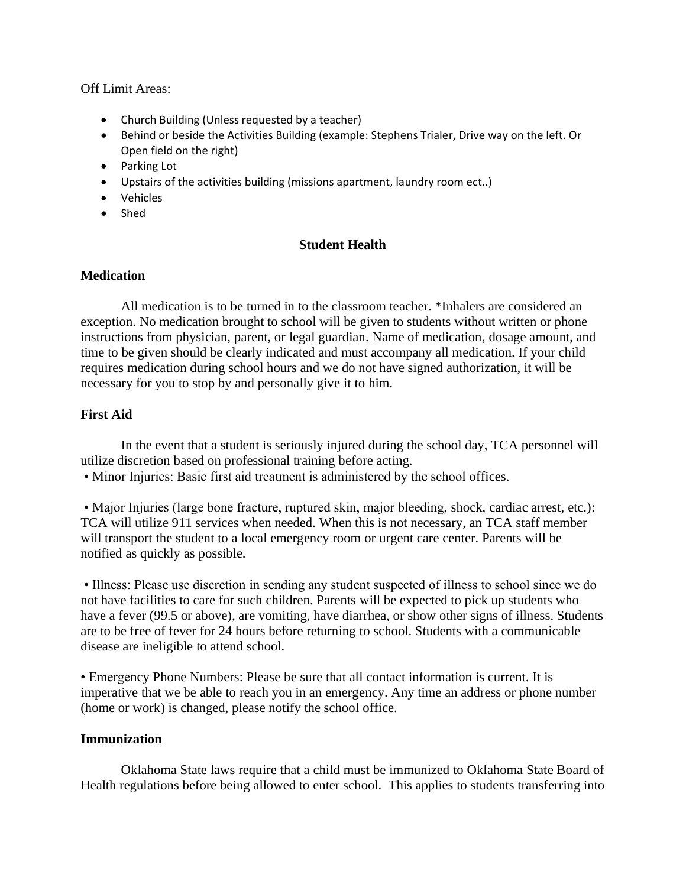Off Limit Areas:

- Church Building (Unless requested by a teacher)
- Behind or beside the Activities Building (example: Stephens Trialer, Drive way on the left. Or Open field on the right)
- Parking Lot
- Upstairs of the activities building (missions apartment, laundry room ect..)
- Vehicles
- Shed

## Student Health

### Medication

All medication is to be turned in to the classroom teacher. *Inhalers are considered an exception. No medication brought to school will be given to students without written or phone instructions from physician, parent, or legal guardian. Name of medication, dosage amount, and time to be given should be clearly indicated and must accompany all medication. If your child requires medication during school hours and we do not have signed authorization, it will be necessary for you to stop by and personally give it to him.

### First Aid

In the event that a student is seriously injured during the school day, TCA personnel will utilize discretion based on professional training before acting.

• Minor Injuries: Basic first aid treatment is administered by the school offices.

• Major Injuries (large bone fracture, ruptured skin, major bleeding, shock, cardiac arrest, etc.): TCA will utilize 911 services when needed. When this is not necessary, an TCA staff member will transport the student to a local emergency room or urgent care center. Parents will be notified as quickly as possible.

• Illness: Please use discretion in sending any student suspected of illness to school since we do not have facilities to care for such children. Parents will be expected to pick up students who have a fever (99.5 or above), are vomiting, have diarrhea, or show other signs of illness. Students are to be free of fever for 24 hours before returning to school. Students with a communicable disease are ineligible to attend school.

• Emergency Phone Numbers: Please be sure that all contact information is current. It is imperative that we be able to reach you in an emergency. Any time an address or phone number (home or work) is changed, please notify the school office.

### Immunization

Oklahoma State laws require that a child must be immunized to Oklahoma State Board of Health regulations before being allowed to enter school. This applies to students transferring into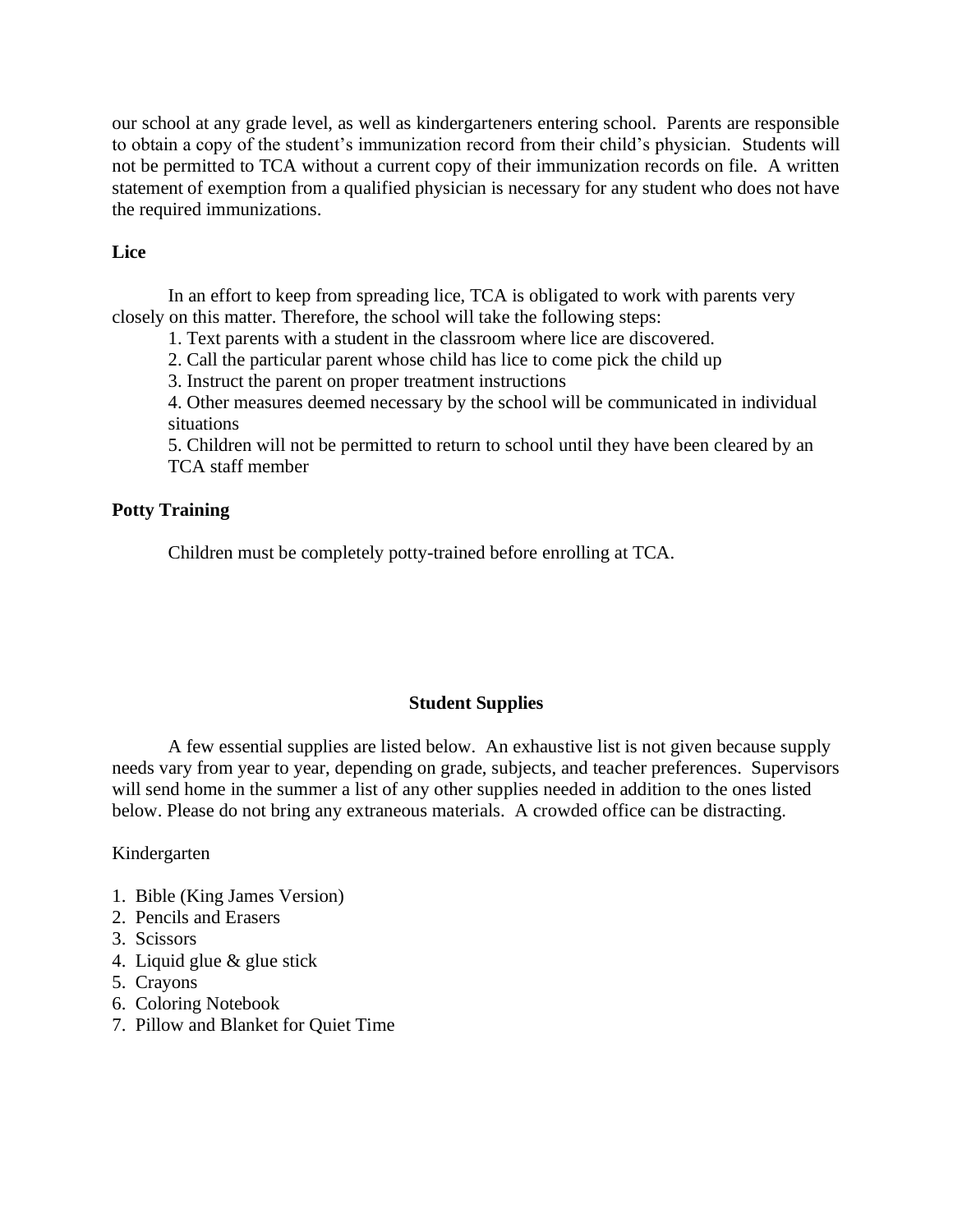our school at any grade level, as well as kindergarteners entering school. Parents are responsible to obtain a copy of the student's immunization record from their child's physician. Students will not be permitted to TCA without a current copy of their immunization records on file. A written statement of exemption from a qualified physician is necessary for any student who does not have the required immunizations.

**Lice**

In an effort to keep from spreading lice, TCA is obligated to work with parents very closely on this matter. Therefore, the school will take the following steps:

1. Text parents with a student in the classroom where lice are discovered.
2. Call the particular parent whose child has lice to come pick the child up
3. Instruct the parent on proper treatment instructions
4. Other measures deemed necessary by the school will be communicated in individual situations
5. Children will not be permitted to return to school until they have been cleared by an TCA staff member

**Potty Training**

Children must be completely potty-trained before enrolling at TCA.

## Student Supplies

A few essential supplies are listed below. An exhaustive list is not given because supply needs vary from year to year, depending on grade, subjects, and teacher preferences. Supervisors will send home in the summer a list of any other supplies needed in addition to the ones listed below. Please do not bring any extraneous materials. A crowded office can be distracting.

Kindergarten

1. Bible (King James Version)
2. Pencils and Erasers
3. Scissors
4. Liquid glue & glue stick
5. Crayons
6. Coloring Notebook
7. Pillow and Blanket for Quiet Time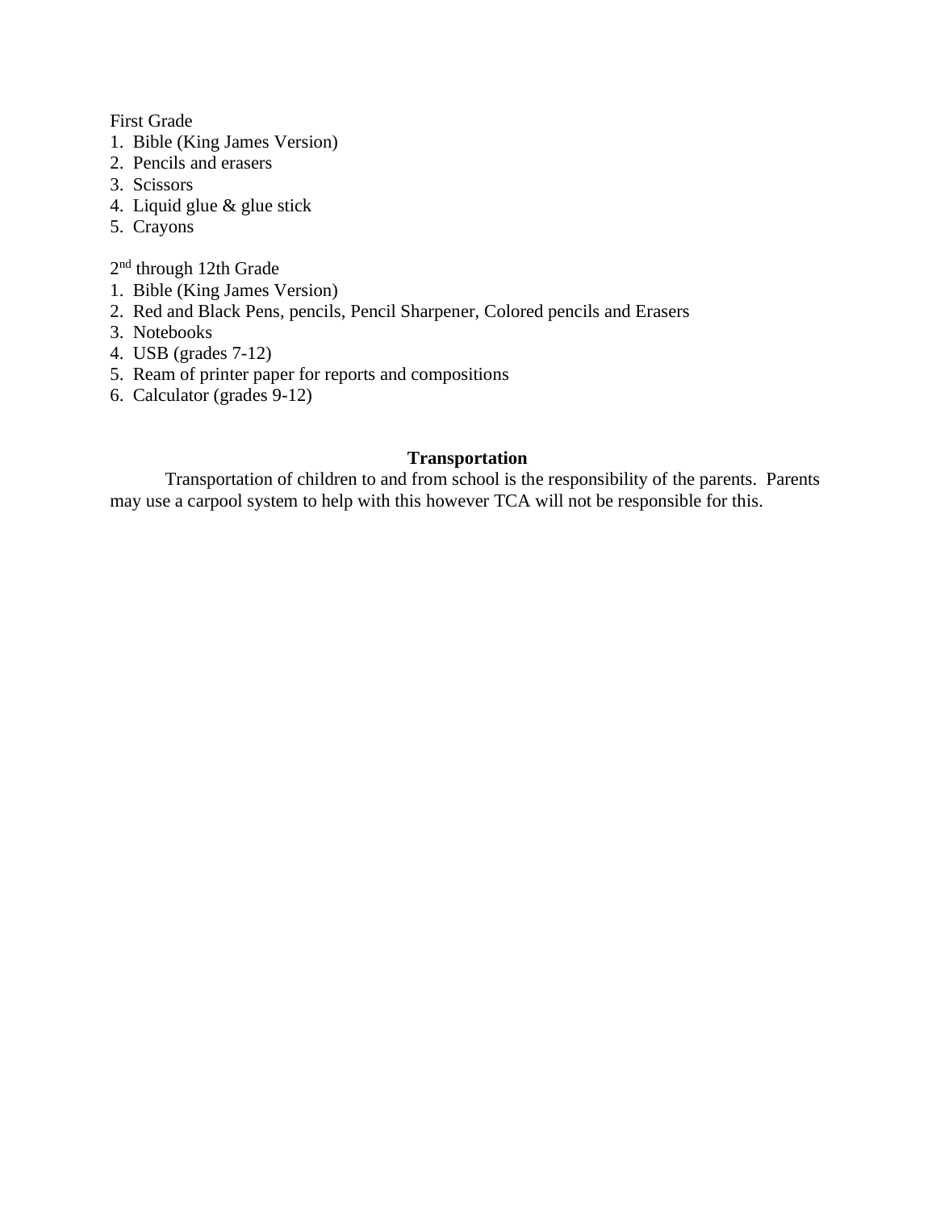First Grade

1. Bible (King James Version)
2. Pencils and erasers
3. Scissors
4. Liquid glue & glue stick
5. Crayons

2nd through 12th Grade

1. Bible (King James Version)
2. Red and Black Pens, pencils, Pencil Sharpener, Colored pencils and Erasers
3. Notebooks
4. USB (grades 7-12)
5. Ream of printer paper for reports and compositions
6. Calculator (grades 9-12)

## Transportation

Transportation of children to and from school is the responsibility of the parents. Parents may use a carpool system to help with this however TCA will not be responsible for this.